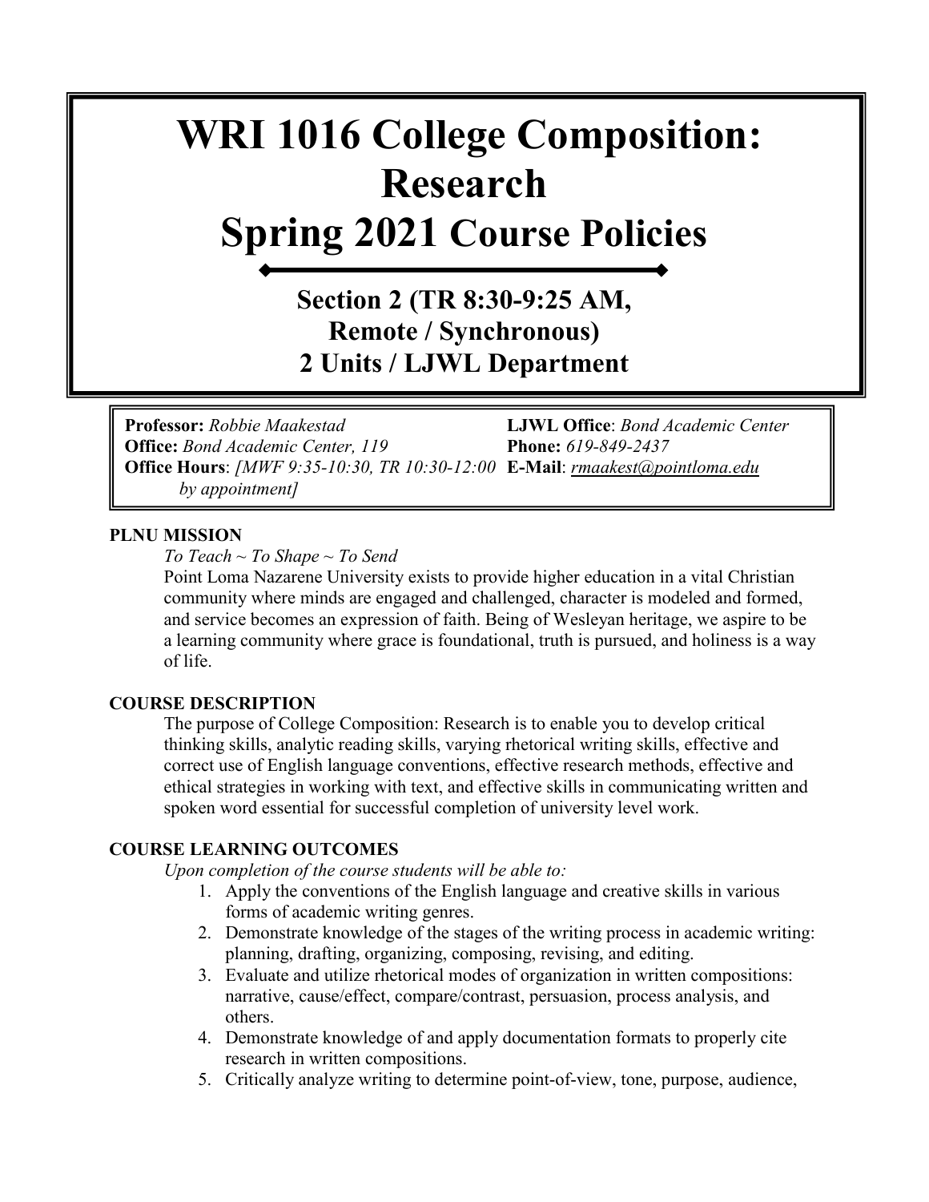# WRI 1016 College Composition: Research
# Spring 2021 Course Policies

## Section 2 (TR 8:30-9:25 AM, Remote / Synchronous)
## 2 Units / LJWL Department

**Professor:** *Robbie Maakestad*
**Office:** *Bond Academic Center, 119*
**Office Hours**: *[MWF 9:35-10:30, TR 10:30-12:00 by appointment]*
**LJWL Office**: *Bond Academic Center*
**Phone:** *619-849-2437*
**E-Mail**: *rmaakest@pointloma.edu*

**PLNU MISSION**

*To Teach ~ To Shape ~ To Send*

Point Loma Nazarene University exists to provide higher education in a vital Christian community where minds are engaged and challenged, character is modeled and formed, and service becomes an expression of faith. Being of Wesleyan heritage, we aspire to be a learning community where grace is foundational, truth is pursued, and holiness is a way of life.

**COURSE DESCRIPTION**

The purpose of College Composition: Research is to enable you to develop critical thinking skills, analytic reading skills, varying rhetorical writing skills, effective and correct use of English language conventions, effective research methods, effective and ethical strategies in working with text, and effective skills in communicating written and spoken word essential for successful completion of university level work.

**COURSE LEARNING OUTCOMES**

*Upon completion of the course students will be able to:*

1. Apply the conventions of the English language and creative skills in various forms of academic writing genres.
2. Demonstrate knowledge of the stages of the writing process in academic writing: planning, drafting, organizing, composing, revising, and editing.
3. Evaluate and utilize rhetorical modes of organization in written compositions: narrative, cause/effect, compare/contrast, persuasion, process analysis, and others.
4. Demonstrate knowledge of and apply documentation formats to properly cite research in written compositions.
5. Critically analyze writing to determine point-of-view, tone, purpose, audience,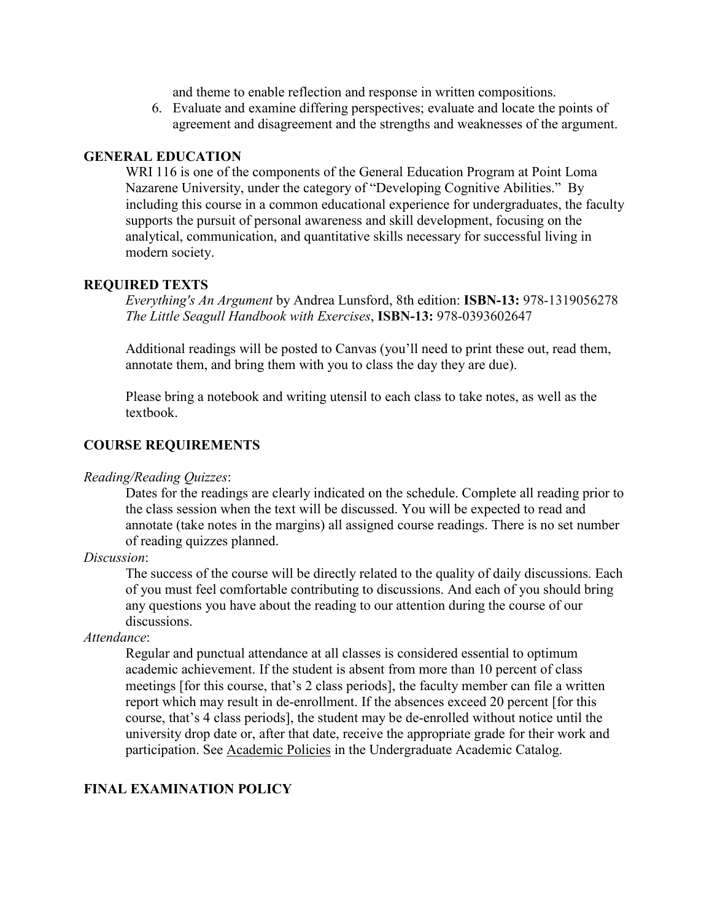and theme to enable reflection and response in written compositions.

6. Evaluate and examine differing perspectives; evaluate and locate the points of agreement and disagreement and the strengths and weaknesses of the argument.

## GENERAL EDUCATION

WRI 116 is one of the components of the General Education Program at Point Loma Nazarene University, under the category of "Developing Cognitive Abilities." By including this course in a common educational experience for undergraduates, the faculty supports the pursuit of personal awareness and skill development, focusing on the analytical, communication, and quantitative skills necessary for successful living in modern society.

## REQUIRED TEXTS

*Everything's An Argument* by Andrea Lunsford, 8th edition: **ISBN-13:** 978-1319056278
*The Little Seagull Handbook with Exercises*, **ISBN-13:** 978-0393602647

Additional readings will be posted to Canvas (you'll need to print these out, read them, annotate them, and bring them with you to class the day they are due).

Please bring a notebook and writing utensil to each class to take notes, as well as the textbook.

## COURSE REQUIREMENTS

*Reading/Reading Quizzes*:

Dates for the readings are clearly indicated on the schedule. Complete all reading prior to the class session when the text will be discussed. You will be expected to read and annotate (take notes in the margins) all assigned course readings. There is no set number of reading quizzes planned.

*Discussion*:

The success of the course will be directly related to the quality of daily discussions. Each of you must feel comfortable contributing to discussions. And each of you should bring any questions you have about the reading to our attention during the course of our discussions.

*Attendance*:

Regular and punctual attendance at all classes is considered essential to optimum academic achievement. If the student is absent from more than 10 percent of class meetings [for this course, that's 2 class periods], the faculty member can file a written report which may result in de-enrollment. If the absences exceed 20 percent [for this course, that's 4 class periods], the student may be de-enrolled without notice until the university drop date or, after that date, receive the appropriate grade for their work and participation. See Academic Policies in the Undergraduate Academic Catalog.

## FINAL EXAMINATION POLICY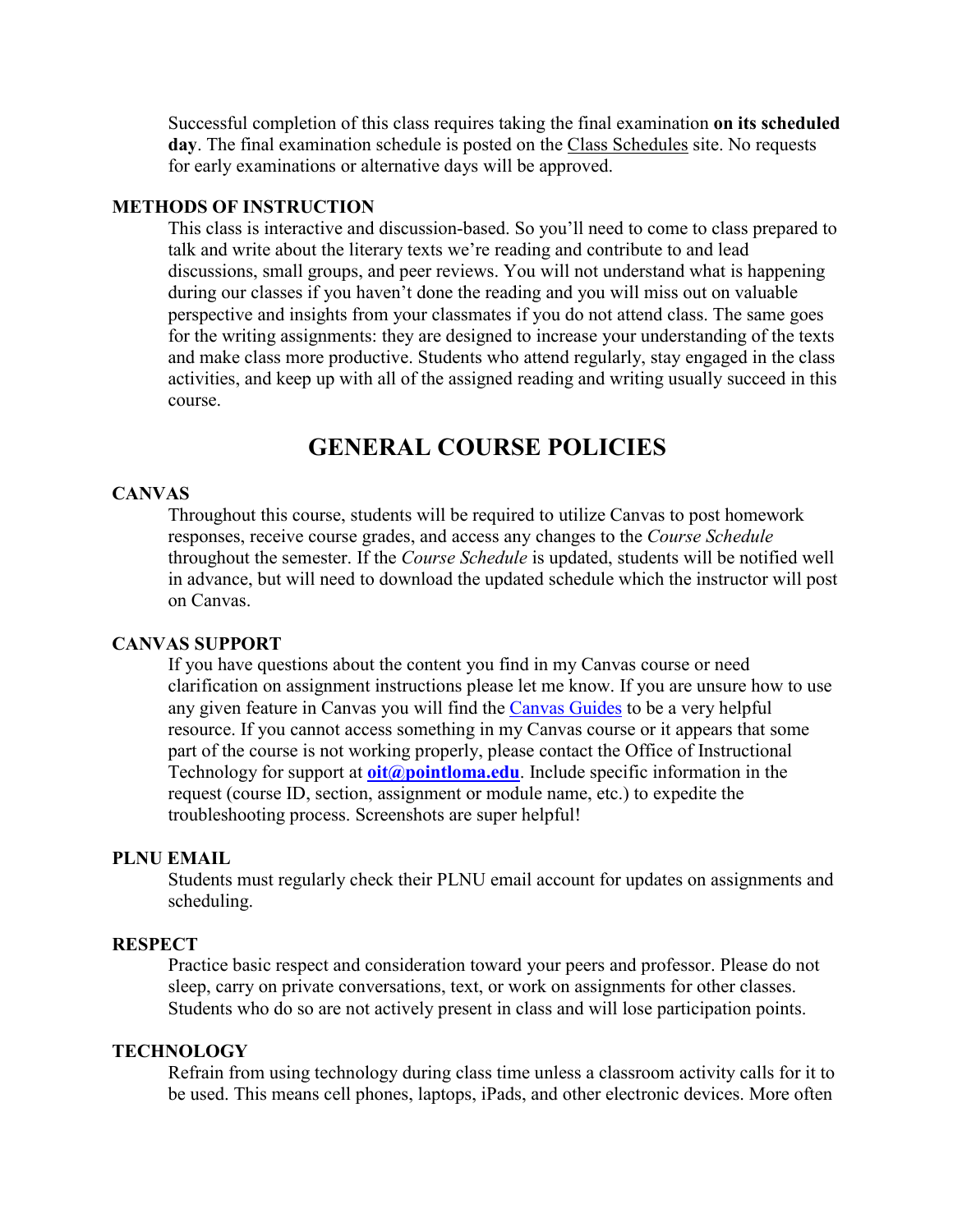Successful completion of this class requires taking the final examination **on its scheduled day**. The final examination schedule is posted on the Class Schedules site. No requests for early examinations or alternative days will be approved.

### METHODS OF INSTRUCTION

This class is interactive and discussion-based. So you'll need to come to class prepared to talk and write about the literary texts we're reading and contribute to and lead discussions, small groups, and peer reviews. You will not understand what is happening during our classes if you haven't done the reading and you will miss out on valuable perspective and insights from your classmates if you do not attend class. The same goes for the writing assignments: they are designed to increase your understanding of the texts and make class more productive. Students who attend regularly, stay engaged in the class activities, and keep up with all of the assigned reading and writing usually succeed in this course.

## GENERAL COURSE POLICIES

### CANVAS

Throughout this course, students will be required to utilize Canvas to post homework responses, receive course grades, and access any changes to the *Course Schedule* throughout the semester. If the *Course Schedule* is updated, students will be notified well in advance, but will need to download the updated schedule which the instructor will post on Canvas.

### CANVAS SUPPORT

If you have questions about the content you find in my Canvas course or need clarification on assignment instructions please let me know. If you are unsure how to use any given feature in Canvas you will find the Canvas Guides to be a very helpful resource. If you cannot access something in my Canvas course or it appears that some part of the course is not working properly, please contact the Office of Instructional Technology for support at **oit@pointloma.edu**. Include specific information in the request (course ID, section, assignment or module name, etc.) to expedite the troubleshooting process. Screenshots are super helpful!

### PLNU EMAIL

Students must regularly check their PLNU email account for updates on assignments and scheduling.

### RESPECT

Practice basic respect and consideration toward your peers and professor. Please do not sleep, carry on private conversations, text, or work on assignments for other classes. Students who do so are not actively present in class and will lose participation points.

### TECHNOLOGY

Refrain from using technology during class time unless a classroom activity calls for it to be used. This means cell phones, laptops, iPads, and other electronic devices. More often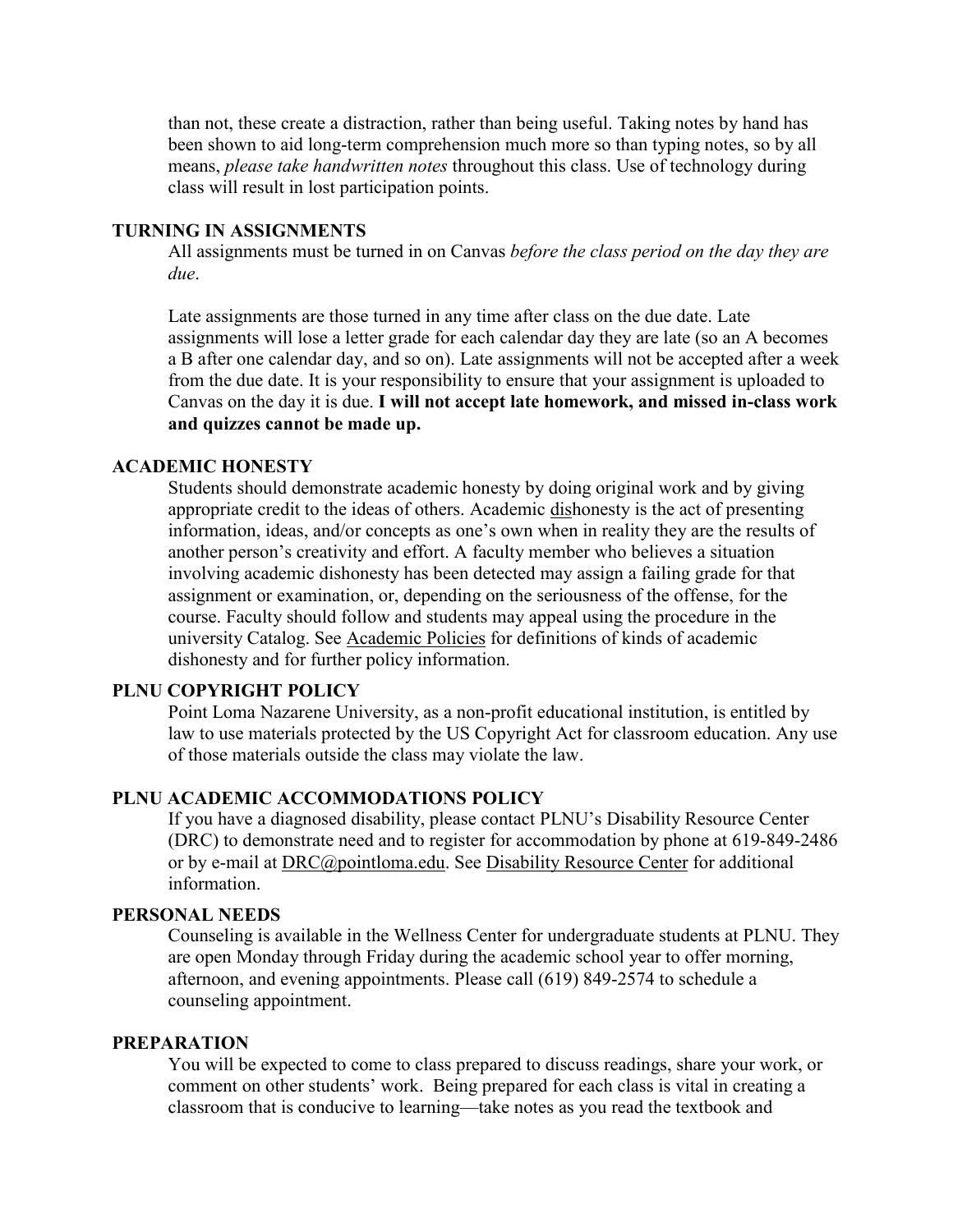than not, these create a distraction, rather than being useful. Taking notes by hand has been shown to aid long-term comprehension much more so than typing notes, so by all means, *please take handwritten notes* throughout this class. Use of technology during class will result in lost participation points.

## TURNING IN ASSIGNMENTS

All assignments must be turned in on Canvas *before the class period on the day they are due*.

Late assignments are those turned in any time after class on the due date. Late assignments will lose a letter grade for each calendar day they are late (so an A becomes a B after one calendar day, and so on). Late assignments will not be accepted after a week from the due date. It is your responsibility to ensure that your assignment is uploaded to Canvas on the day it is due. **I will not accept late homework, and missed in-class work and quizzes cannot be made up.**

## ACADEMIC HONESTY

Students should demonstrate academic honesty by doing original work and by giving appropriate credit to the ideas of others. Academic <u>dis</u>honesty is the act of presenting information, ideas, and/or concepts as one's own when in reality they are the results of another person's creativity and effort. A faculty member who believes a situation involving academic dishonesty has been detected may assign a failing grade for that assignment or examination, or, depending on the seriousness of the offense, for the course. Faculty should follow and students may appeal using the procedure in the university Catalog. See Academic Policies for definitions of kinds of academic dishonesty and for further policy information.

## PLNU COPYRIGHT POLICY

Point Loma Nazarene University, as a non-profit educational institution, is entitled by law to use materials protected by the US Copyright Act for classroom education. Any use of those materials outside the class may violate the law.

## PLNU ACADEMIC ACCOMMODATIONS POLICY

If you have a diagnosed disability, please contact PLNU's Disability Resource Center (DRC) to demonstrate need and to register for accommodation by phone at 619-849-2486 or by e-mail at DRC@pointloma.edu. See Disability Resource Center for additional information.

## PERSONAL NEEDS

Counseling is available in the Wellness Center for undergraduate students at PLNU. They are open Monday through Friday during the academic school year to offer morning, afternoon, and evening appointments. Please call (619) 849-2574 to schedule a counseling appointment.

## PREPARATION

You will be expected to come to class prepared to discuss readings, share your work, or comment on other students' work. Being prepared for each class is vital in creating a classroom that is conducive to learning—take notes as you read the textbook and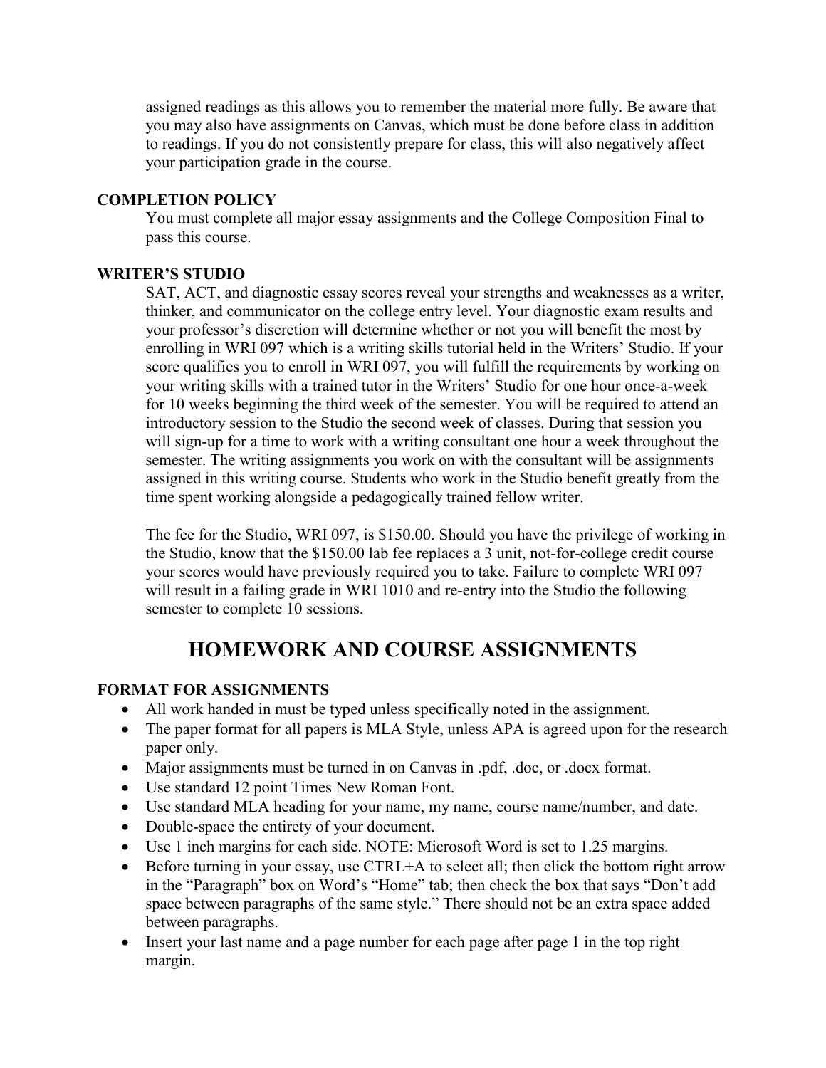assigned readings as this allows you to remember the material more fully. Be aware that you may also have assignments on Canvas, which must be done before class in addition to readings. If you do not consistently prepare for class, this will also negatively affect your participation grade in the course.

### COMPLETION POLICY

You must complete all major essay assignments and the College Composition Final to pass this course.

### WRITER'S STUDIO

SAT, ACT, and diagnostic essay scores reveal your strengths and weaknesses as a writer, thinker, and communicator on the college entry level. Your diagnostic exam results and your professor's discretion will determine whether or not you will benefit the most by enrolling in WRI 097 which is a writing skills tutorial held in the Writers' Studio. If your score qualifies you to enroll in WRI 097, you will fulfill the requirements by working on your writing skills with a trained tutor in the Writers' Studio for one hour once-a-week for 10 weeks beginning the third week of the semester. You will be required to attend an introductory session to the Studio the second week of classes. During that session you will sign-up for a time to work with a writing consultant one hour a week throughout the semester. The writing assignments you work on with the consultant will be assignments assigned in this writing course. Students who work in the Studio benefit greatly from the time spent working alongside a pedagogically trained fellow writer.

The fee for the Studio, WRI 097, is $150.00. Should you have the privilege of working in the Studio, know that the $150.00 lab fee replaces a 3 unit, not-for-college credit course your scores would have previously required you to take. Failure to complete WRI 097 will result in a failing grade in WRI 1010 and re-entry into the Studio the following semester to complete 10 sessions.

## HOMEWORK AND COURSE ASSIGNMENTS

### FORMAT FOR ASSIGNMENTS

- All work handed in must be typed unless specifically noted in the assignment.
- The paper format for all papers is MLA Style, unless APA is agreed upon for the research paper only.
- Major assignments must be turned in on Canvas in .pdf, .doc, or .docx format.
- Use standard 12 point Times New Roman Font.
- Use standard MLA heading for your name, my name, course name/number, and date.
- Double-space the entirety of your document.
- Use 1 inch margins for each side. NOTE: Microsoft Word is set to 1.25 margins.
- Before turning in your essay, use CTRL+A to select all; then click the bottom right arrow in the "Paragraph" box on Word's "Home" tab; then check the box that says "Don't add space between paragraphs of the same style." There should not be an extra space added between paragraphs.
- Insert your last name and a page number for each page after page 1 in the top right margin.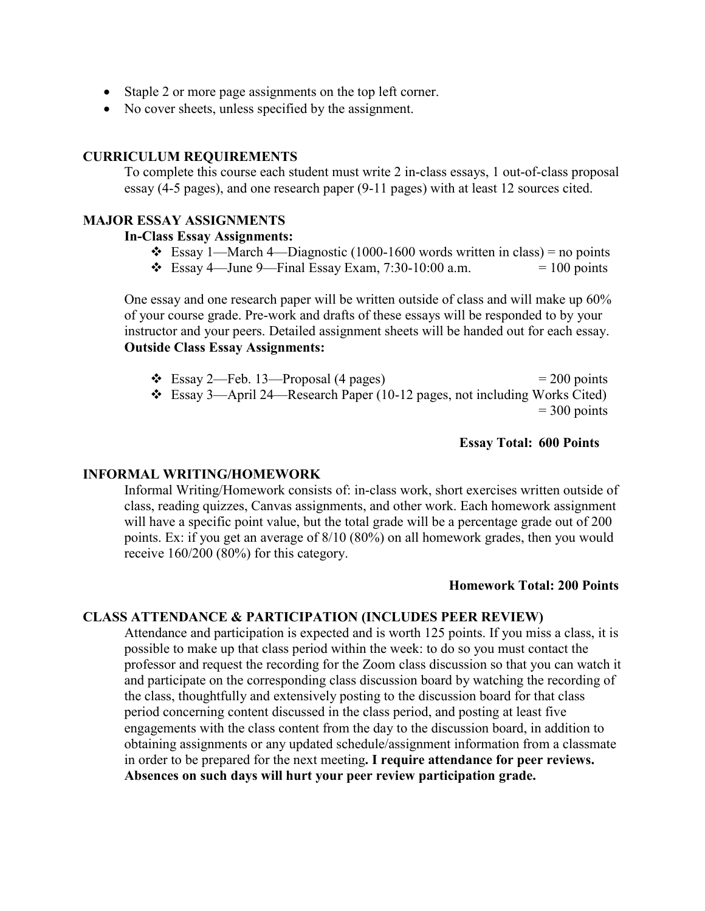- Staple 2 or more page assignments on the top left corner.
- No cover sheets, unless specified by the assignment.

## CURRICULUM REQUIREMENTS

To complete this course each student must write 2 in-class essays, 1 out-of-class proposal essay (4-5 pages), and one research paper (9-11 pages) with at least 12 sources cited.

## MAJOR ESSAY ASSIGNMENTS

**In-Class Essay Assignments:**

- Essay 1—March 4—Diagnostic (1000-1600 words written in class) = no points
- Essay 4—June 9—Final Essay Exam, 7:30-10:00 a.m. = 100 points

One essay and one research paper will be written outside of class and will make up 60% of your course grade. Pre-work and drafts of these essays will be responded to by your instructor and your peers. Detailed assignment sheets will be handed out for each essay.

**Outside Class Essay Assignments:**

- Essay 2—Feb. 13—Proposal (4 pages) = 200 points
- Essay 3—April 24—Research Paper (10-12 pages, not including Works Cited) = 300 points

**Essay Total: 600 Points**

## INFORMAL WRITING/HOMEWORK

Informal Writing/Homework consists of: in-class work, short exercises written outside of class, reading quizzes, Canvas assignments, and other work. Each homework assignment will have a specific point value, but the total grade will be a percentage grade out of 200 points. Ex: if you get an average of 8/10 (80%) on all homework grades, then you would receive 160/200 (80%) for this category.

**Homework Total: 200 Points**

## CLASS ATTENDANCE & PARTICIPATION (INCLUDES PEER REVIEW)

Attendance and participation is expected and is worth 125 points. If you miss a class, it is possible to make up that class period within the week: to do so you must contact the professor and request the recording for the Zoom class discussion so that you can watch it and participate on the corresponding class discussion board by watching the recording of the class, thoughtfully and extensively posting to the discussion board for that class period concerning content discussed in the class period, and posting at least five engagements with the class content from the day to the discussion board, in addition to obtaining assignments or any updated schedule/assignment information from a classmate in order to be prepared for the next meeting**. I require attendance for peer reviews. Absences on such days will hurt your peer review participation grade.**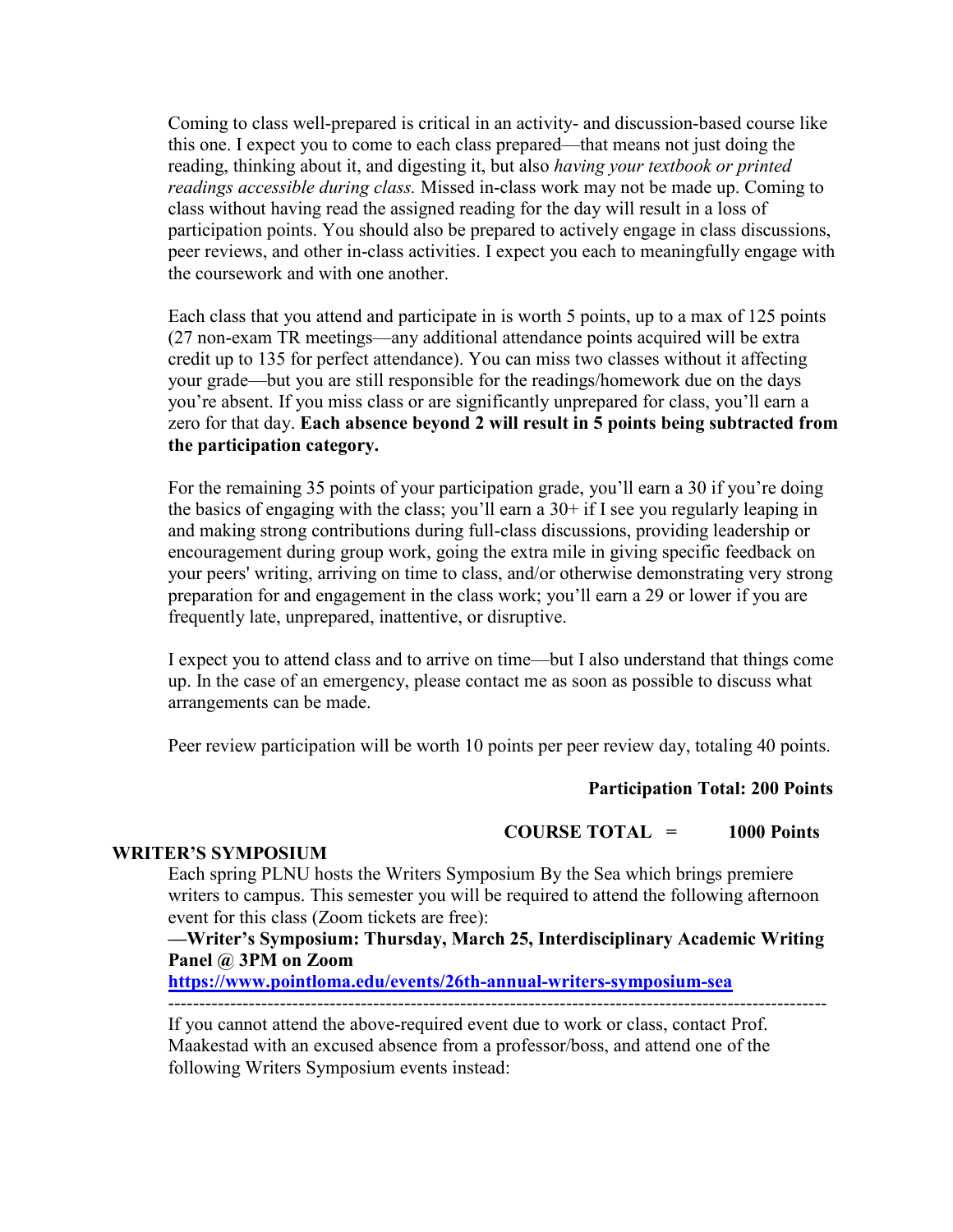Coming to class well-prepared is critical in an activity- and discussion-based course like this one. I expect you to come to each class prepared—that means not just doing the reading, thinking about it, and digesting it, but also *having your textbook or printed readings accessible during class.* Missed in-class work may not be made up. Coming to class without having read the assigned reading for the day will result in a loss of participation points. You should also be prepared to actively engage in class discussions, peer reviews, and other in-class activities. I expect you each to meaningfully engage with the coursework and with one another.

Each class that you attend and participate in is worth 5 points, up to a max of 125 points (27 non-exam TR meetings—any additional attendance points acquired will be extra credit up to 135 for perfect attendance). You can miss two classes without it affecting your grade—but you are still responsible for the readings/homework due on the days you're absent. If you miss class or are significantly unprepared for class, you'll earn a zero for that day. **Each absence beyond 2 will result in 5 points being subtracted from the participation category.**

For the remaining 35 points of your participation grade, you'll earn a 30 if you're doing the basics of engaging with the class; you'll earn a 30+ if I see you regularly leaping in and making strong contributions during full-class discussions, providing leadership or encouragement during group work, going the extra mile in giving specific feedback on your peers' writing, arriving on time to class, and/or otherwise demonstrating very strong preparation for and engagement in the class work; you'll earn a 29 or lower if you are frequently late, unprepared, inattentive, or disruptive.

I expect you to attend class and to arrive on time—but I also understand that things come up. In the case of an emergency, please contact me as soon as possible to discuss what arrangements can be made.

Peer review participation will be worth 10 points per peer review day, totaling 40 points.

**Participation Total: 200 Points**

**COURSE TOTAL = 1000 Points**

**WRITER'S SYMPOSIUM**

Each spring PLNU hosts the Writers Symposium By the Sea which brings premiere writers to campus. This semester you will be required to attend the following afternoon event for this class (Zoom tickets are free):

**—Writer's Symposium: Thursday, March 25, Interdisciplinary Academic Writing Panel @ 3PM on Zoom**

**https://www.pointloma.edu/events/26th-annual-writers-symposium-sea**

---

If you cannot attend the above-required event due to work or class, contact Prof. Maakestad with an excused absence from a professor/boss, and attend one of the following Writers Symposium events instead: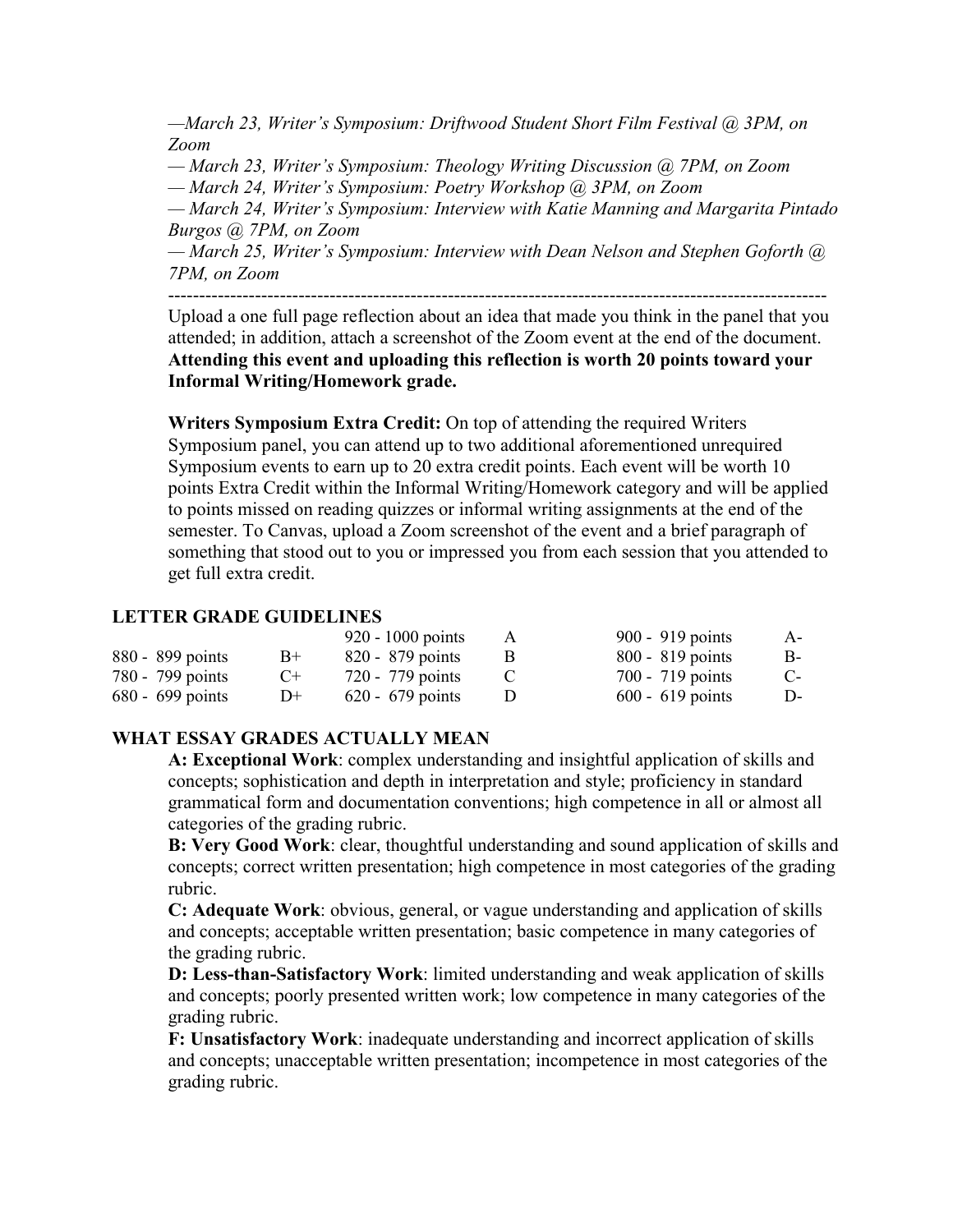*—March 23, Writer's Symposium: Driftwood Student Short Film Festival @ 3PM, on Zoom*

*— March 23, Writer's Symposium: Theology Writing Discussion @ 7PM, on Zoom*

*— March 24, Writer's Symposium: Poetry Workshop @ 3PM, on Zoom*

*— March 24, Writer's Symposium: Interview with Katie Manning and Margarita Pintado Burgos @ 7PM, on Zoom*

*— March 25, Writer's Symposium: Interview with Dean Nelson and Stephen Goforth @ 7PM, on Zoom*

---

Upload a one full page reflection about an idea that made you think in the panel that you attended; in addition, attach a screenshot of the Zoom event at the end of the document. **Attending this event and uploading this reflection is worth 20 points toward your Informal Writing/Homework grade.**

**Writers Symposium Extra Credit:** On top of attending the required Writers Symposium panel, you can attend up to two additional aforementioned unrequired Symposium events to earn up to 20 extra credit points. Each event will be worth 10 points Extra Credit within the Informal Writing/Homework category and will be applied to points missed on reading quizzes or informal writing assignments at the end of the semester. To Canvas, upload a Zoom screenshot of the event and a brief paragraph of something that stood out to you or impressed you from each session that you attended to get full extra credit.

## LETTER GRADE GUIDELINES

| | | | | | |
|---|---|---|---|---|---|
| | | 920 - 1000 points | A | 900 - 919 points | A- |
| 880 - 899 points | B+ | 820 - 879 points | B | 800 - 819 points | B- |
| 780 - 799 points | C+ | 720 - 779 points | C | 700 - 719 points | C- |
| 680 - 699 points | D+ | 620 - 679 points | D | 600 - 619 points | D- |

## WHAT ESSAY GRADES ACTUALLY MEAN

**A: Exceptional Work**: complex understanding and insightful application of skills and concepts; sophistication and depth in interpretation and style; proficiency in standard grammatical form and documentation conventions; high competence in all or almost all categories of the grading rubric.

**B: Very Good Work**: clear, thoughtful understanding and sound application of skills and concepts; correct written presentation; high competence in most categories of the grading rubric.

**C: Adequate Work**: obvious, general, or vague understanding and application of skills and concepts; acceptable written presentation; basic competence in many categories of the grading rubric.

**D: Less-than-Satisfactory Work**: limited understanding and weak application of skills and concepts; poorly presented written work; low competence in many categories of the grading rubric.

**F: Unsatisfactory Work**: inadequate understanding and incorrect application of skills and concepts; unacceptable written presentation; incompetence in most categories of the grading rubric.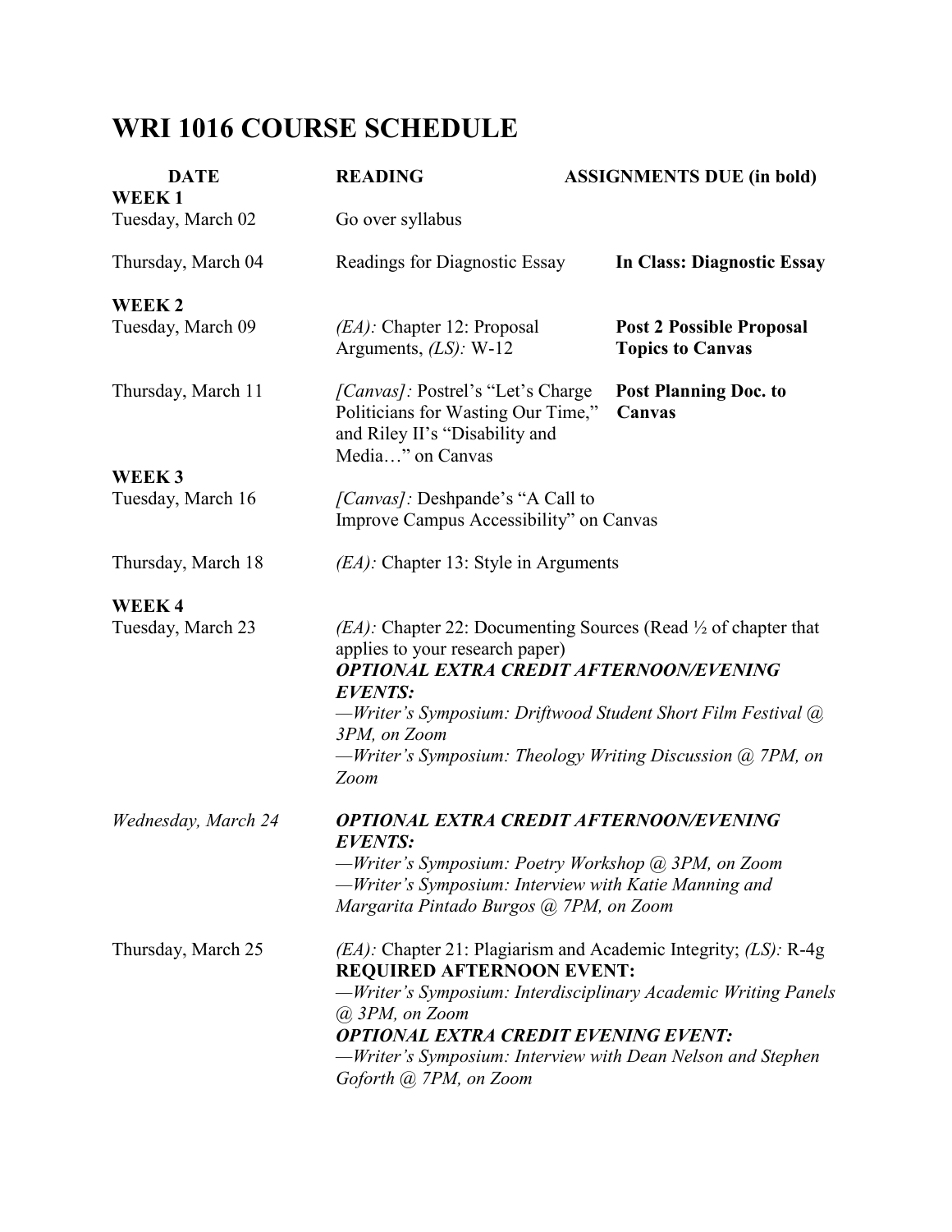# WRI 1016 COURSE SCHEDULE

| DATE | READING | ASSIGNMENTS DUE (in bold) |
|---|---|---|
| **WEEK 1** | | |
| Tuesday, March 02 | Go over syllabus | |
| Thursday, March 04 | Readings for Diagnostic Essay | **In Class: Diagnostic Essay** |
| **WEEK 2** | | |
| Tuesday, March 09 | *(EA):* Chapter 12: Proposal Arguments, *(LS):* W-12 | **Post 2 Possible Proposal Topics to Canvas** |
| Thursday, March 11 | *[Canvas]:* Postrel's "Let's Charge Politicians for Wasting Our Time," and Riley II's "Disability and Media…" on Canvas | **Post Planning Doc. to Canvas** |
| **WEEK 3** | | |
| Tuesday, March 16 | *[Canvas]:* Deshpande's "A Call to Improve Campus Accessibility" on Canvas | |
| Thursday, March 18 | *(EA):* Chapter 13: Style in Arguments | |
| **WEEK 4** | | |
| Tuesday, March 23 | *(EA):* Chapter 22: Documenting Sources (Read ½ of chapter that applies to your research paper)<br>***OPTIONAL EXTRA CREDIT AFTERNOON/EVENING EVENTS:***<br>*—Writer's Symposium: Driftwood Student Short Film Festival @ 3PM, on Zoom*<br>*—Writer's Symposium: Theology Writing Discussion @ 7PM, on Zoom* | |
| *Wednesday, March 24* | ***OPTIONAL EXTRA CREDIT AFTERNOON/EVENING EVENTS:***<br>*—Writer's Symposium: Poetry Workshop @ 3PM, on Zoom*<br>*—Writer's Symposium: Interview with Katie Manning and Margarita Pintado Burgos @ 7PM, on Zoom* | |
| Thursday, March 25 | *(EA):* Chapter 21: Plagiarism and Academic Integrity; *(LS):* R-4g<br>**REQUIRED AFTERNOON EVENT:**<br>*—Writer's Symposium: Interdisciplinary Academic Writing Panels @ 3PM, on Zoom*<br>***OPTIONAL EXTRA CREDIT EVENING EVENT:***<br>*—Writer's Symposium: Interview with Dean Nelson and Stephen Goforth @ 7PM, on Zoom* | |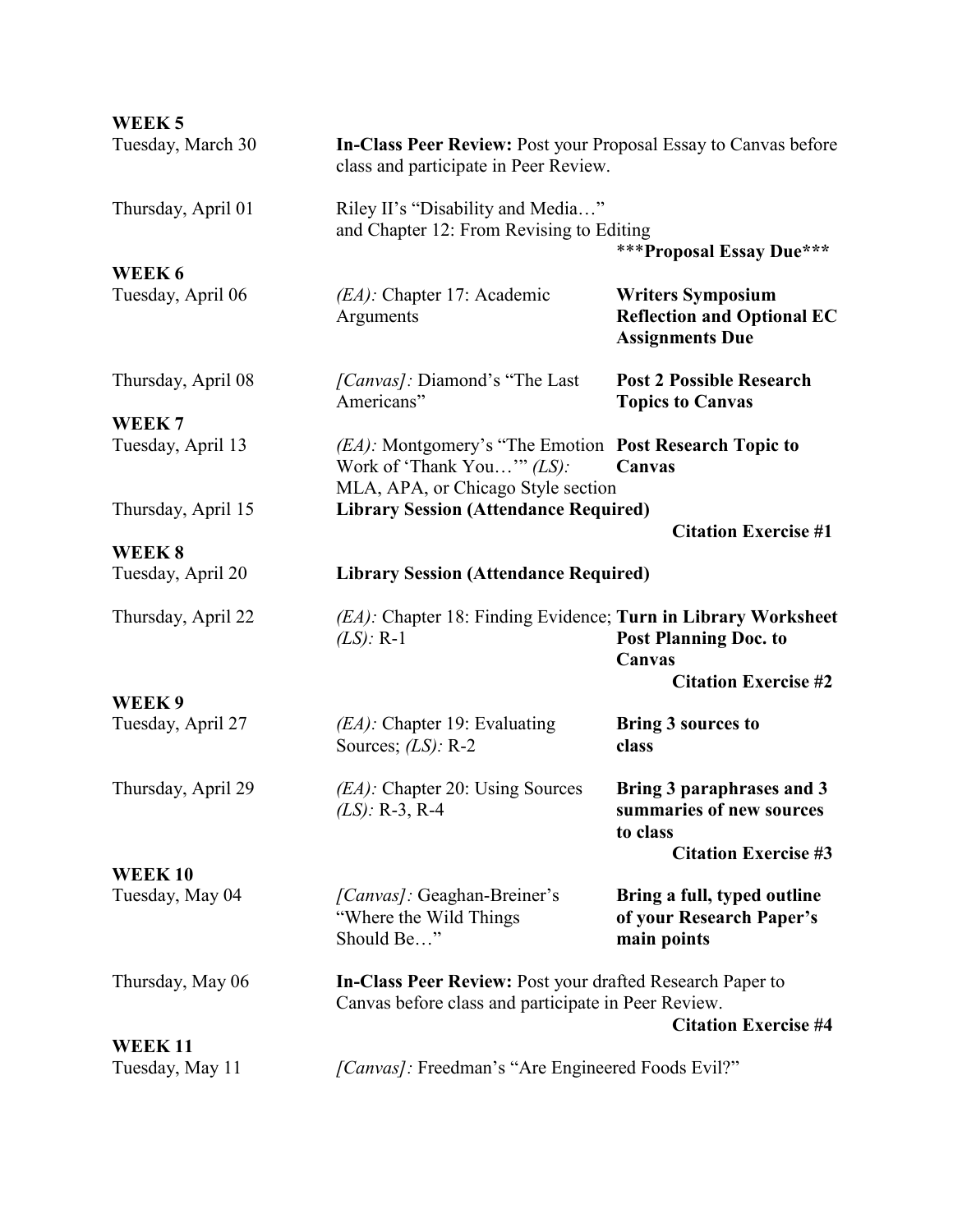**WEEK 5**

| | | |
|---|---|---|
| Tuesday, March 30 | **In-Class Peer Review:** Post your Proposal Essay to Canvas before class and participate in Peer Review. | |
| Thursday, April 01 | Riley II's "Disability and Media…" and Chapter 12: From Revising to Editing | ***Proposal Essay Due*** |

**WEEK 6**

| | | |
|---|---|---|
| Tuesday, April 06 | *(EA):* Chapter 17: Academic Arguments | **Writers Symposium Reflection and Optional EC Assignments Due** |
| Thursday, April 08 | *[Canvas]:* Diamond's "The Last Americans" | **Post 2 Possible Research Topics to Canvas** |

**WEEK 7**

| | | |
|---|---|---|
| Tuesday, April 13 | *(EA):* Montgomery's "The Emotion Work of 'Thank You…'" *(LS):* MLA, APA, or Chicago Style section | **Post Research Topic to Canvas** |
| Thursday, April 15 | **Library Session (Attendance Required)** | **Citation Exercise #1** |

**WEEK 8**

| | | |
|---|---|---|
| Tuesday, April 20 | **Library Session (Attendance Required)** | |
| Thursday, April 22 | *(EA):* Chapter 18: Finding Evidence; *(LS):* R-1 | **Turn in Library Worksheet Post Planning Doc. to Canvas Citation Exercise #2** |

**WEEK 9**

| | | |
|---|---|---|
| Tuesday, April 27 | *(EA):* Chapter 19: Evaluating Sources; *(LS):* R-2 | **Bring 3 sources to class** |
| Thursday, April 29 | *(EA):* Chapter 20: Using Sources *(LS):* R-3, R-4 | **Bring 3 paraphrases and 3 summaries of new sources to class Citation Exercise #3** |

**WEEK 10**

| | | |
|---|---|---|
| Tuesday, May 04 | *[Canvas]:* Geaghan-Breiner's "Where the Wild Things Should Be…" | **Bring a full, typed outline of your Research Paper's main points** |
| Thursday, May 06 | **In-Class Peer Review:** Post your drafted Research Paper to Canvas before class and participate in Peer Review. | **Citation Exercise #4** |

**WEEK 11**

| | | |
|---|---|---|
| Tuesday, May 11 | *[Canvas]:* Freedman's "Are Engineered Foods Evil?" | |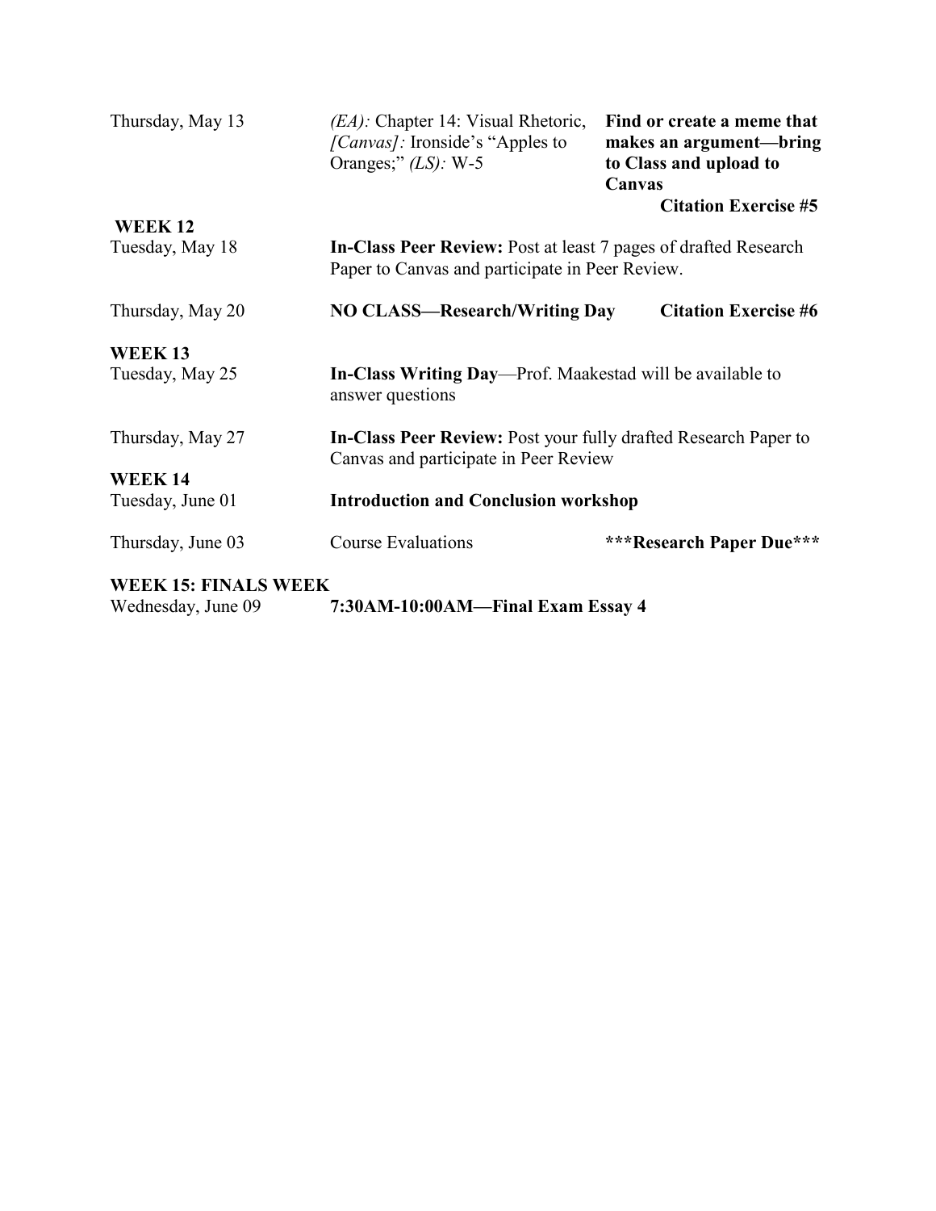| | | |
|---|---|---|
| Thursday, May 13 | *(EA):* Chapter 14: Visual Rhetoric, *[Canvas]:* Ironside's "Apples to Oranges;" *(LS):* W-5 | **Find or create a meme that makes an argument—bring to Class and upload to Canvas** **Citation Exercise #5** |
| **WEEK 12** | | |
| Tuesday, May 18 | **In-Class Peer Review:** Post at least 7 pages of drafted Research Paper to Canvas and participate in Peer Review. | |
| Thursday, May 20 | **NO CLASS—Research/Writing Day** | **Citation Exercise #6** |
| **WEEK 13** | | |
| Tuesday, May 25 | **In-Class Writing Day**—Prof. Maakestad will be available to answer questions | |
| Thursday, May 27 | **In-Class Peer Review:** Post your fully drafted Research Paper to Canvas and participate in Peer Review | |
| **WEEK 14** | | |
| Tuesday, June 01 | **Introduction and Conclusion workshop** | |
| Thursday, June 03 | Course Evaluations | **\*\*\*Research Paper Due\*\*\*** |
| **WEEK 15: FINALS WEEK** | | |
| Wednesday, June 09 | **7:30AM-10:00AM—Final Exam Essay 4** | |